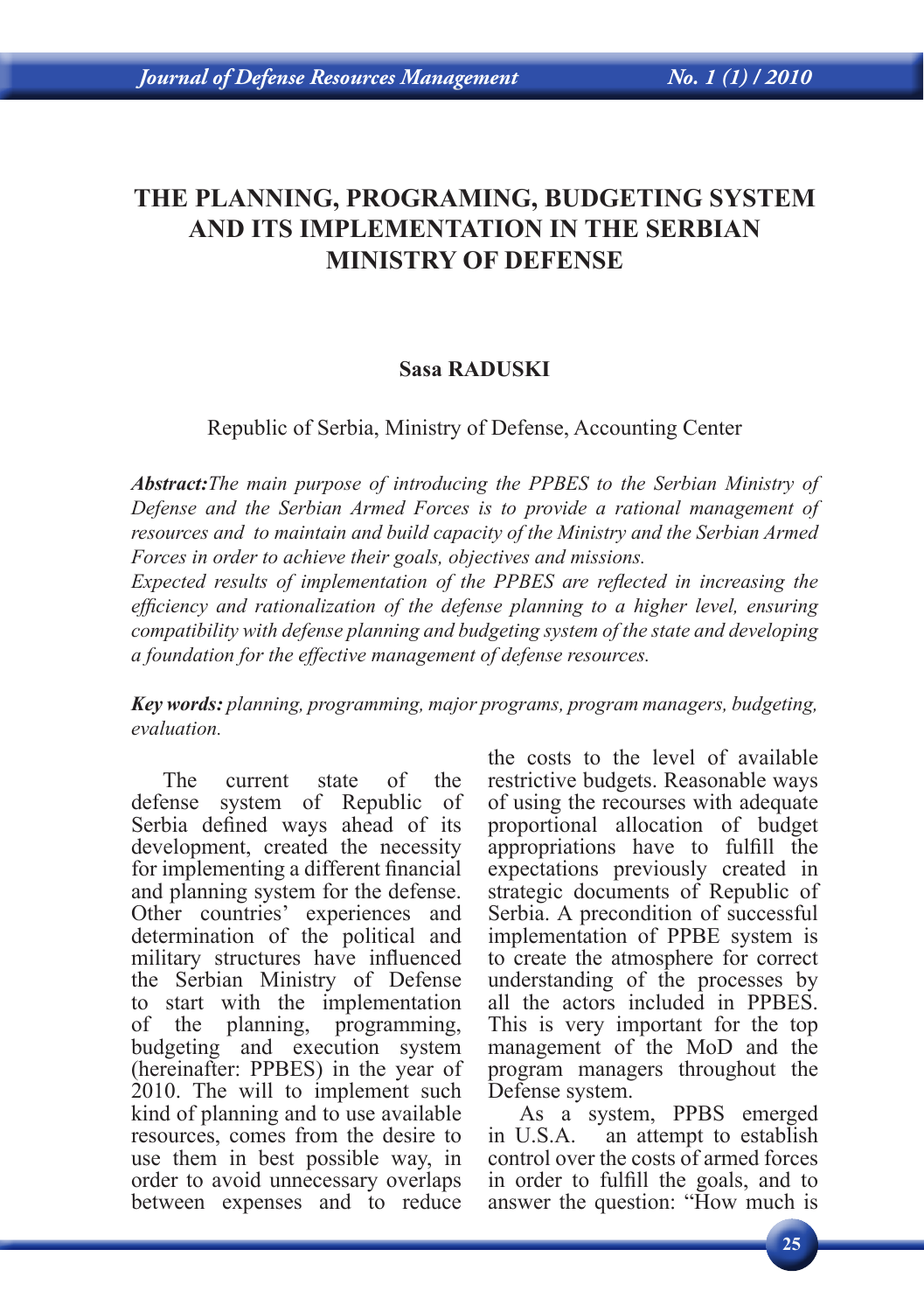# THE PLANNING, PROGRAMING, BUDGETING SYSTEM AND ITS IMPLEMENTATION IN THE SERBIAN MINISTRY OF DEFENSE

**Sasa RADUSKI**

Republic of Serbia, Ministry of Defense, Accounting Center

***Abstract:*** *The main purpose of introducing the PPBES to the Serbian Ministry of Defense and the Serbian Armed Forces is to provide a rational management of resources and to maintain and build capacity of the Ministry and the Serbian Armed Forces in order to achieve their goals, objectives and missions.*
*Expected results of implementation of the PPBES are reflected in increasing the efficiency and rationalization of the defense planning to a higher level, ensuring compatibility with defense planning and budgeting system of the state and developing a foundation for the effective management of defense resources.*

***Key words:*** *planning, programming, major programs, program managers, budgeting, evaluation.*

The current state of the defense system of Republic of Serbia defined ways ahead of its development, created the necessity for implementing a different financial and planning system for the defense. Other countries' experiences and determination of the political and military structures have influenced the Serbian Ministry of Defense to start with the implementation of the planning, programming, budgeting and execution system (hereinafter: PPBES) in the year of 2010. The will to implement such kind of planning and to use available resources, comes from the desire to use them in best possible way, in order to avoid unnecessary overlaps between expenses and to reduce the costs to the level of available restrictive budgets. Reasonable ways of using the recourses with adequate proportional allocation of budget appropriations have to fulfill the expectations previously created in strategic documents of Republic of Serbia. A precondition of successful implementation of PPBE system is to create the atmosphere for correct understanding of the processes by all the actors included in PPBES. This is very important for the top management of the MoD and the program managers throughout the Defense system.

As a system, PPBS emerged in U.S.A. an attempt to establish control over the costs of armed forces in order to fulfill the goals, and to answer the question: "How much is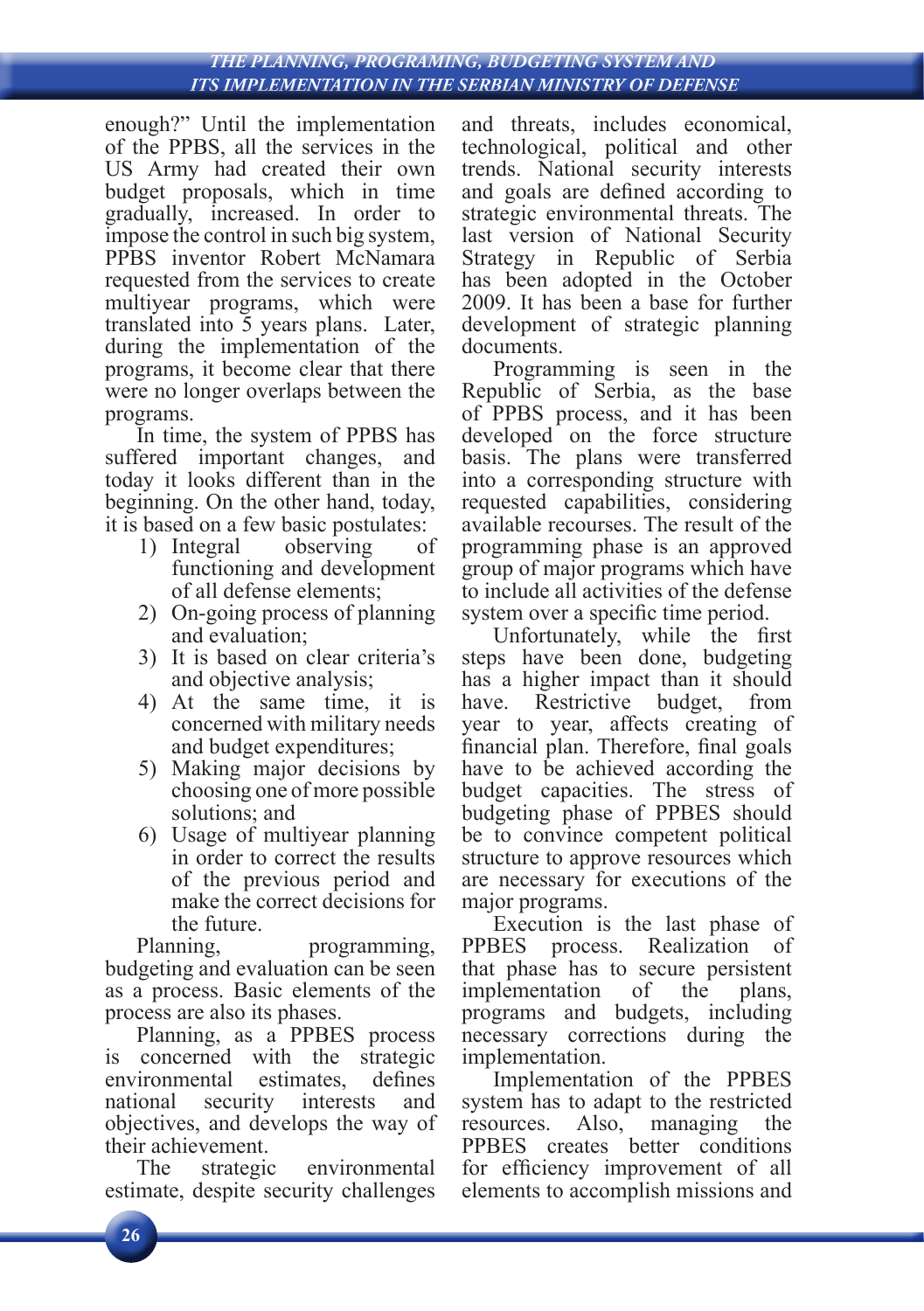enough?" Until the implementation of the PPBS, all the services in the US Army had created their own budget proposals, which in time gradually, increased. In order to impose the control in such big system, PPBS inventor Robert McNamara requested from the services to create multiyear programs, which were translated into 5 years plans. Later, during the implementation of the programs, it become clear that there were no longer overlaps between the programs.

In time, the system of PPBS has suffered important changes, and today it looks different than in the beginning. On the other hand, today, it is based on a few basic postulates:

1) Integral observing of functioning and development of all defense elements;
2) On-going process of planning and evaluation;
3) It is based on clear criteria's and objective analysis;
4) At the same time, it is concerned with military needs and budget expenditures;
5) Making major decisions by choosing one of more possible solutions; and
6) Usage of multiyear planning in order to correct the results of the previous period and make the correct decisions for the future.

Planning, programming, budgeting and evaluation can be seen as a process. Basic elements of the process are also its phases.

Planning, as a PPBES process is concerned with the strategic environmental estimates, defines national security interests and objectives, and develops the way of their achievement.

The strategic environmental estimate, despite security challenges and threats, includes economical, technological, political and other trends. National security interests and goals are defined according to strategic environmental threats. The last version of National Security Strategy in Republic of Serbia has been adopted in the October 2009. It has been a base for further development of strategic planning documents.

Programming is seen in the Republic of Serbia, as the base of PPBS process, and it has been developed on the force structure basis. The plans were transferred into a corresponding structure with requested capabilities, considering available recourses. The result of the programming phase is an approved group of major programs which have to include all activities of the defense system over a specific time period.

Unfortunately, while the first steps have been done, budgeting has a higher impact than it should have. Restrictive budget, from year to year, affects creating of financial plan. Therefore, final goals have to be achieved according the budget capacities. The stress of budgeting phase of PPBES should be to convince competent political structure to approve resources which are necessary for executions of the major programs.

Execution is the last phase of PPBES process. Realization of that phase has to secure persistent implementation of the plans, programs and budgets, including necessary corrections during the implementation.

Implementation of the PPBES system has to adapt to the restricted resources. Also, managing the PPBES creates better conditions for efficiency improvement of all elements to accomplish missions and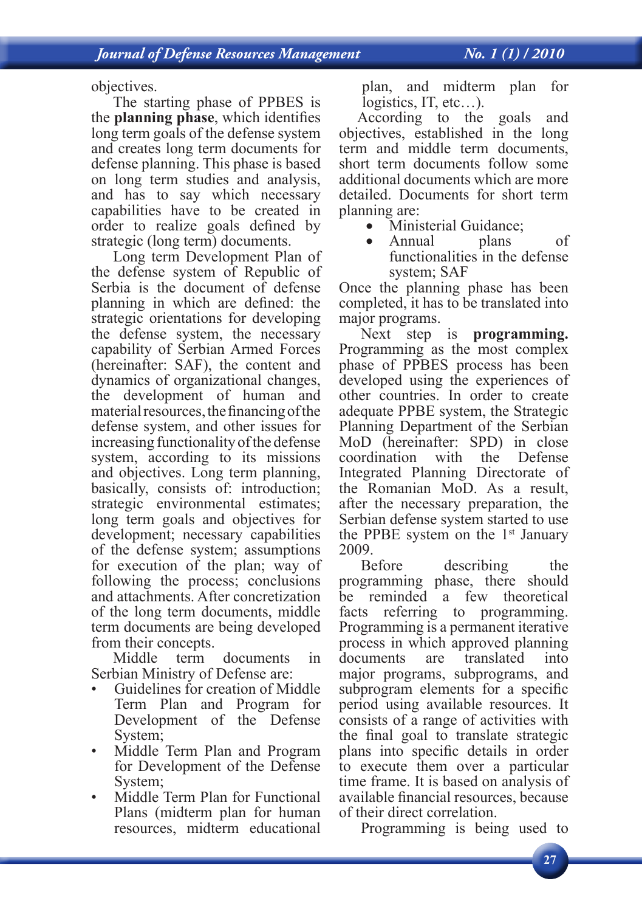objectives.

The starting phase of PPBES is the **planning phase**, which identifies long term goals of the defense system and creates long term documents for defense planning. This phase is based on long term studies and analysis, and has to say which necessary capabilities have to be created in order to realize goals defined by strategic (long term) documents.

Long term Development Plan of the defense system of Republic of Serbia is the document of defense planning in which are defined: the strategic orientations for developing the defense system, the necessary capability of Serbian Armed Forces (hereinafter: SAF), the content and dynamics of organizational changes, the development of human and material resources, the financing of the defense system, and other issues for increasing functionality of the defense system, according to its missions and objectives. Long term planning, basically, consists of: introduction; strategic environmental estimates; long term goals and objectives for development; necessary capabilities of the defense system; assumptions for execution of the plan; way of following the process; conclusions and attachments. After concretization of the long term documents, middle term documents are being developed from their concepts.

Middle term documents in Serbian Ministry of Defense are:

- Guidelines for creation of Middle Term Plan and Program for Development of the Defense System;
- Middle Term Plan and Program for Development of the Defense System;
- Middle Term Plan for Functional Plans (midterm plan for human resources, midterm educational plan, and midterm plan for logistics, IT, etc…).

According to the goals and objectives, established in the long term and middle term documents, short term documents follow some additional documents which are more detailed. Documents for short term planning are:

- Ministerial Guidance;
- Annual plans of functionalities in the defense system; SAF

Once the planning phase has been completed, it has to be translated into major programs.

Next step is **programming.** Programming as the most complex phase of PPBES process has been developed using the experiences of other countries. In order to create adequate PPBE system, the Strategic Planning Department of the Serbian MoD (hereinafter: SPD) in close coordination with the Defense Integrated Planning Directorate of the Romanian MoD. As a result, after the necessary preparation, the Serbian defense system started to use the PPBE system on the 1st January 2009.

Before describing the programming phase, there should be reminded a few theoretical facts referring to programming. Programming is a permanent iterative process in which approved planning documents are translated into major programs, subprograms, and subprogram elements for a specific period using available resources. It consists of a range of activities with the final goal to translate strategic plans into specific details in order to execute them over a particular time frame. It is based on analysis of available financial resources, because of their direct correlation.

Programming is being used to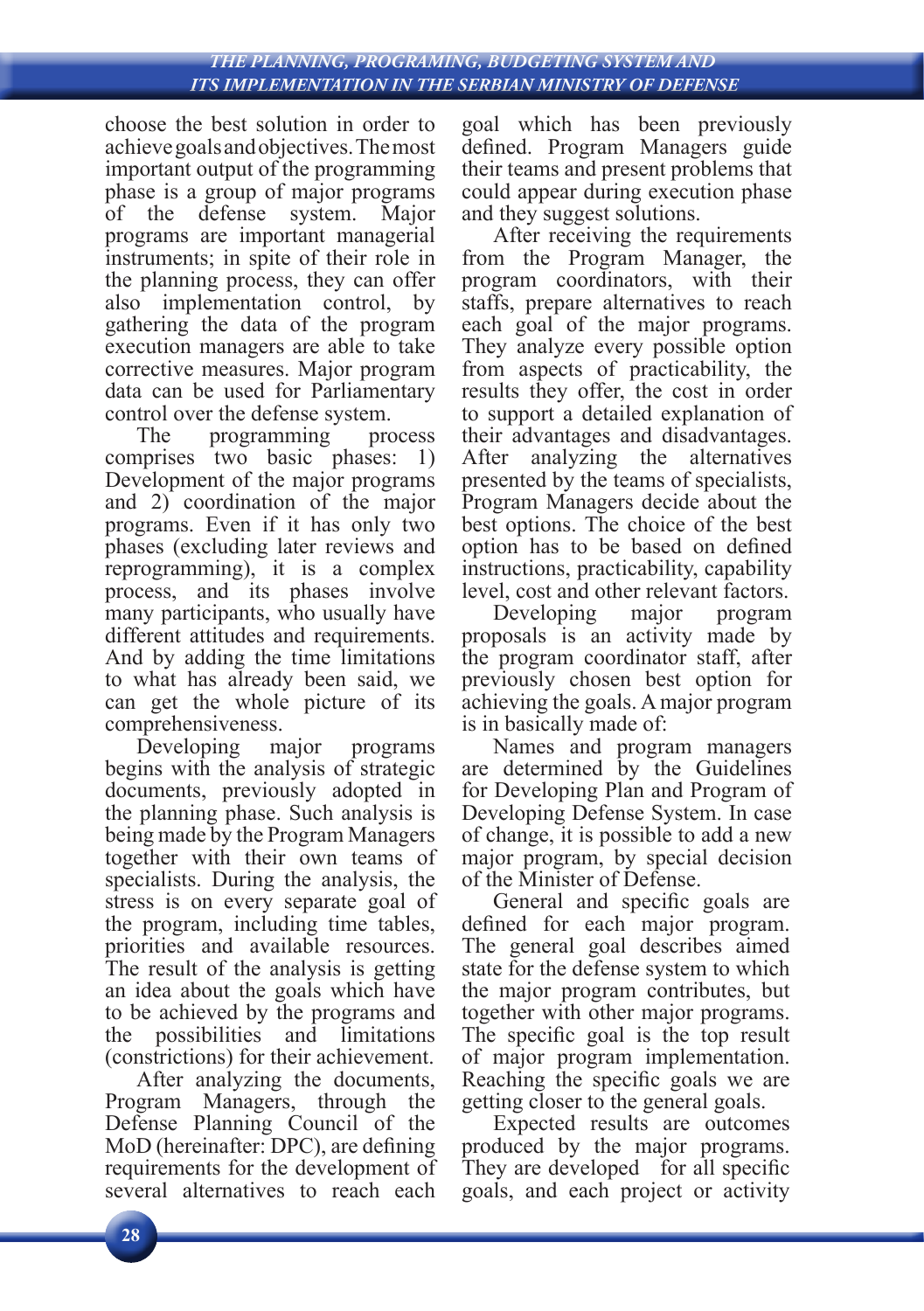choose the best solution in order to achieve goals and objectives. The most important output of the programming phase is a group of major programs of the defense system. Major programs are important managerial instruments; in spite of their role in the planning process, they can offer also implementation control, by gathering the data of the program execution managers are able to take corrective measures. Major program data can be used for Parliamentary control over the defense system.

The programming process comprises two basic phases: 1) Development of the major programs and 2) coordination of the major programs. Even if it has only two phases (excluding later reviews and reprogramming), it is a complex process, and its phases involve many participants, who usually have different attitudes and requirements. And by adding the time limitations to what has already been said, we can get the whole picture of its comprehensiveness.

Developing major programs begins with the analysis of strategic documents, previously adopted in the planning phase. Such analysis is being made by the Program Managers together with their own teams of specialists. During the analysis, the stress is on every separate goal of the program, including time tables, priorities and available resources. The result of the analysis is getting an idea about the goals which have to be achieved by the programs and the possibilities and limitations (constrictions) for their achievement.

After analyzing the documents, Program Managers, through the Defense Planning Council of the MoD (hereinafter: DPC), are defining requirements for the development of several alternatives to reach each goal which has been previously defined. Program Managers guide their teams and present problems that could appear during execution phase and they suggest solutions.

After receiving the requirements from the Program Manager, the program coordinators, with their staffs, prepare alternatives to reach each goal of the major programs. They analyze every possible option from aspects of practicability, the results they offer, the cost in order to support a detailed explanation of their advantages and disadvantages. After analyzing the alternatives presented by the teams of specialists, Program Managers decide about the best options. The choice of the best option has to be based on defined instructions, practicability, capability level, cost and other relevant factors.

Developing major program proposals is an activity made by the program coordinator staff, after previously chosen best option for achieving the goals. A major program is in basically made of:

Names and program managers are determined by the Guidelines for Developing Plan and Program of Developing Defense System. In case of change, it is possible to add a new major program, by special decision of the Minister of Defense.

General and specific goals are defined for each major program. The general goal describes aimed state for the defense system to which the major program contributes, but together with other major programs. The specific goal is the top result of major program implementation. Reaching the specific goals we are getting closer to the general goals.

Expected results are outcomes produced by the major programs. They are developed for all specific goals, and each project or activity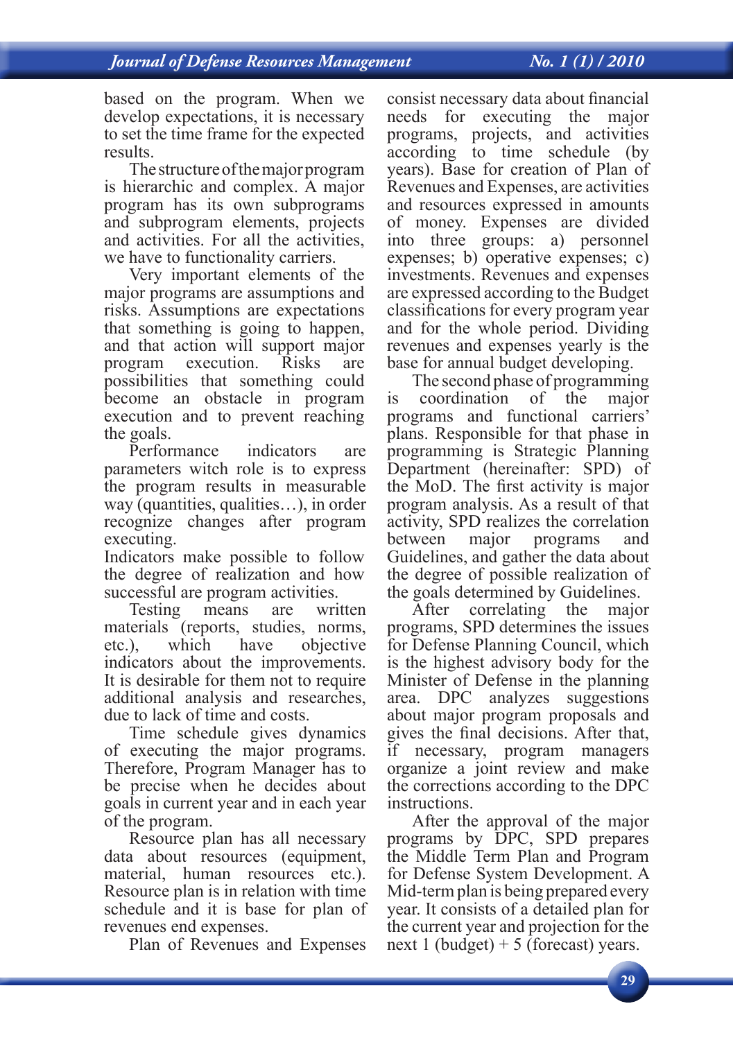based on the program. When we develop expectations, it is necessary to set the time frame for the expected results.

The structure of the major program is hierarchic and complex. A major program has its own subprograms and subprogram elements, projects and activities. For all the activities, we have to functionality carriers.

Very important elements of the major programs are assumptions and risks. Assumptions are expectations that something is going to happen, and that action will support major program execution. Risks are possibilities that something could become an obstacle in program execution and to prevent reaching the goals.

Performance indicators are parameters witch role is to express the program results in measurable way (quantities, qualities…), in order recognize changes after program executing.

Indicators make possible to follow the degree of realization and how successful are program activities.

Testing means are written materials (reports, studies, norms, etc.), which have objective indicators about the improvements. It is desirable for them not to require additional analysis and researches, due to lack of time and costs.

Time schedule gives dynamics of executing the major programs. Therefore, Program Manager has to be precise when he decides about goals in current year and in each year of the program.

Resource plan has all necessary data about resources (equipment, material, human resources etc.). Resource plan is in relation with time schedule and it is base for plan of revenues end expenses.

Plan of Revenues and Expenses consist necessary data about financial needs for executing the major programs, projects, and activities according to time schedule (by years). Base for creation of Plan of Revenues and Expenses, are activities and resources expressed in amounts of money. Expenses are divided into three groups: a) personnel expenses; b) operative expenses; c) investments. Revenues and expenses are expressed according to the Budget classifications for every program year and for the whole period. Dividing revenues and expenses yearly is the base for annual budget developing.

The second phase of programming is coordination of the major programs and functional carriers' plans. Responsible for that phase in programming is Strategic Planning Department (hereinafter: SPD) of the MoD. The first activity is major program analysis. As a result of that activity, SPD realizes the correlation between major programs and Guidelines, and gather the data about the degree of possible realization of the goals determined by Guidelines.

After correlating the major programs, SPD determines the issues for Defense Planning Council, which is the highest advisory body for the Minister of Defense in the planning area. DPC analyzes suggestions about major program proposals and gives the final decisions. After that, if necessary, program managers organize a joint review and make the corrections according to the DPC instructions.

After the approval of the major programs by DPC, SPD prepares the Middle Term Plan and Program for Defense System Development. A Mid-term plan is being prepared every year. It consists of a detailed plan for the current year and projection for the next 1 (budget) + 5 (forecast) years.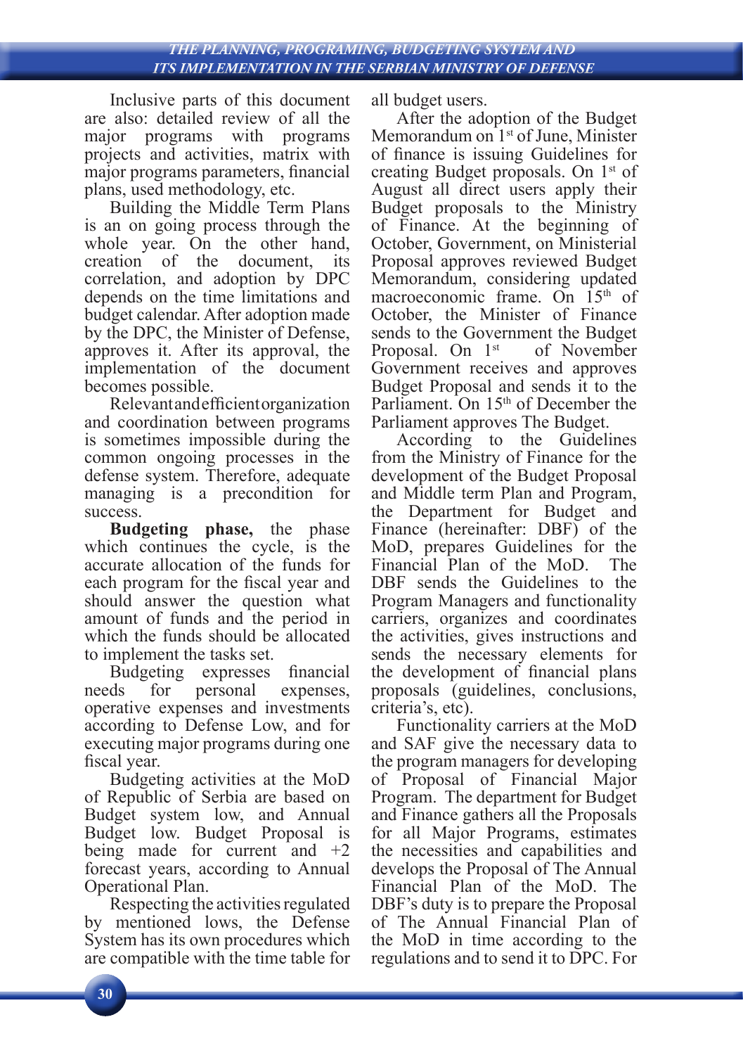Inclusive parts of this document are also: detailed review of all the major programs with programs projects and activities, matrix with major programs parameters, financial plans, used methodology, etc.

Building the Middle Term Plans is an on going process through the whole year. On the other hand, creation of the document, its correlation, and adoption by DPC depends on the time limitations and budget calendar. After adoption made by the DPC, the Minister of Defense, approves it. After its approval, the implementation of the document becomes possible.

Relevant and efficient organization and coordination between programs is sometimes impossible during the common ongoing processes in the defense system. Therefore, adequate managing is a precondition for success.

**Budgeting phase,** the phase which continues the cycle, is the accurate allocation of the funds for each program for the fiscal year and should answer the question what amount of funds and the period in which the funds should be allocated to implement the tasks set.

Budgeting expresses financial needs for personal expenses, operative expenses and investments according to Defense Low, and for executing major programs during one fiscal year.

Budgeting activities at the MoD of Republic of Serbia are based on Budget system low, and Annual Budget low. Budget Proposal is being made for current and +2 forecast years, according to Annual Operational Plan.

Respecting the activities regulated by mentioned lows, the Defense System has its own procedures which are compatible with the time table for all budget users.

After the adoption of the Budget Memorandum on 1st of June, Minister of finance is issuing Guidelines for creating Budget proposals. On 1st of August all direct users apply their Budget proposals to the Ministry of Finance. At the beginning of October, Government, on Ministerial Proposal approves reviewed Budget Memorandum, considering updated macroeconomic frame. On 15th of October, the Minister of Finance sends to the Government the Budget Proposal. On 1st of November Government receives and approves Budget Proposal and sends it to the Parliament. On 15th of December the Parliament approves The Budget.

According to the Guidelines from the Ministry of Finance for the development of the Budget Proposal and Middle term Plan and Program, the Department for Budget and Finance (hereinafter: DBF) of the MoD, prepares Guidelines for the Financial Plan of the MoD. The DBF sends the Guidelines to the Program Managers and functionality carriers, organizes and coordinates the activities, gives instructions and sends the necessary elements for the development of financial plans proposals (guidelines, conclusions, criteria's, etc).

Functionality carriers at the MoD and SAF give the necessary data to the program managers for developing of Proposal of Financial Major Program. The department for Budget and Finance gathers all the Proposals for all Major Programs, estimates the necessities and capabilities and develops the Proposal of The Annual Financial Plan of the MoD. The DBF's duty is to prepare the Proposal of The Annual Financial Plan of the MoD in time according to the regulations and to send it to DPC. For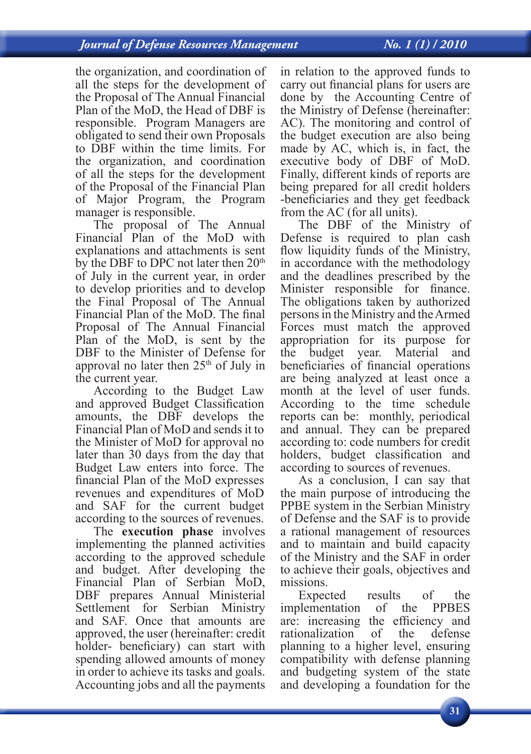the organization, and coordination of all the steps for the development of the Proposal of The Annual Financial Plan of the MoD, the Head of DBF is responsible. Program Managers are obligated to send their own Proposals to DBF within the time limits. For the organization, and coordination of all the steps for the development of the Proposal of the Financial Plan of Major Program, the Program manager is responsible.

The proposal of The Annual Financial Plan of the MoD with explanations and attachments is sent by the DBF to DPC not later then 20th of July in the current year, in order to develop priorities and to develop the Final Proposal of The Annual Financial Plan of the MoD. The final Proposal of The Annual Financial Plan of the MoD, is sent by the DBF to the Minister of Defense for approval no later then 25th of July in the current year.

According to the Budget Law and approved Budget Classification amounts, the DBF develops the Financial Plan of MoD and sends it to the Minister of MoD for approval no later than 30 days from the day that Budget Law enters into force. The financial Plan of the MoD expresses revenues and expenditures of MoD and SAF for the current budget according to the sources of revenues.

The **execution phase** involves implementing the planned activities according to the approved schedule and budget. After developing the Financial Plan of Serbian MoD, DBF prepares Annual Ministerial Settlement for Serbian Ministry and SAF. Once that amounts are approved, the user (hereinafter: credit holder- beneficiary) can start with spending allowed amounts of money in order to achieve its tasks and goals. Accounting jobs and all the payments in relation to the approved funds to carry out financial plans for users are done by the Accounting Centre of the Ministry of Defense (hereinafter: AC). The monitoring and control of the budget execution are also being made by AC, which is, in fact, the executive body of DBF of MoD. Finally, different kinds of reports are being prepared for all credit holders -beneficiaries and they get feedback from the AC (for all units).

The DBF of the Ministry of Defense is required to plan cash flow liquidity funds of the Ministry, in accordance with the methodology and the deadlines prescribed by the Minister responsible for finance. The obligations taken by authorized persons in the Ministry and the Armed Forces must match the approved appropriation for its purpose for the budget year. Material and beneficiaries of financial operations are being analyzed at least once a month at the level of user funds. According to the time schedule reports can be: monthly, periodical and annual. They can be prepared according to: code numbers for credit holders, budget classification and according to sources of revenues.

As a conclusion, I can say that the main purpose of introducing the PPBE system in the Serbian Ministry of Defense and the SAF is to provide a rational management of resources and to maintain and build capacity of the Ministry and the SAF in order to achieve their goals, objectives and missions.

Expected results of the implementation of the PPBES are: increasing the efficiency and rationalization of the defense planning to a higher level, ensuring compatibility with defense planning and budgeting system of the state and developing a foundation for the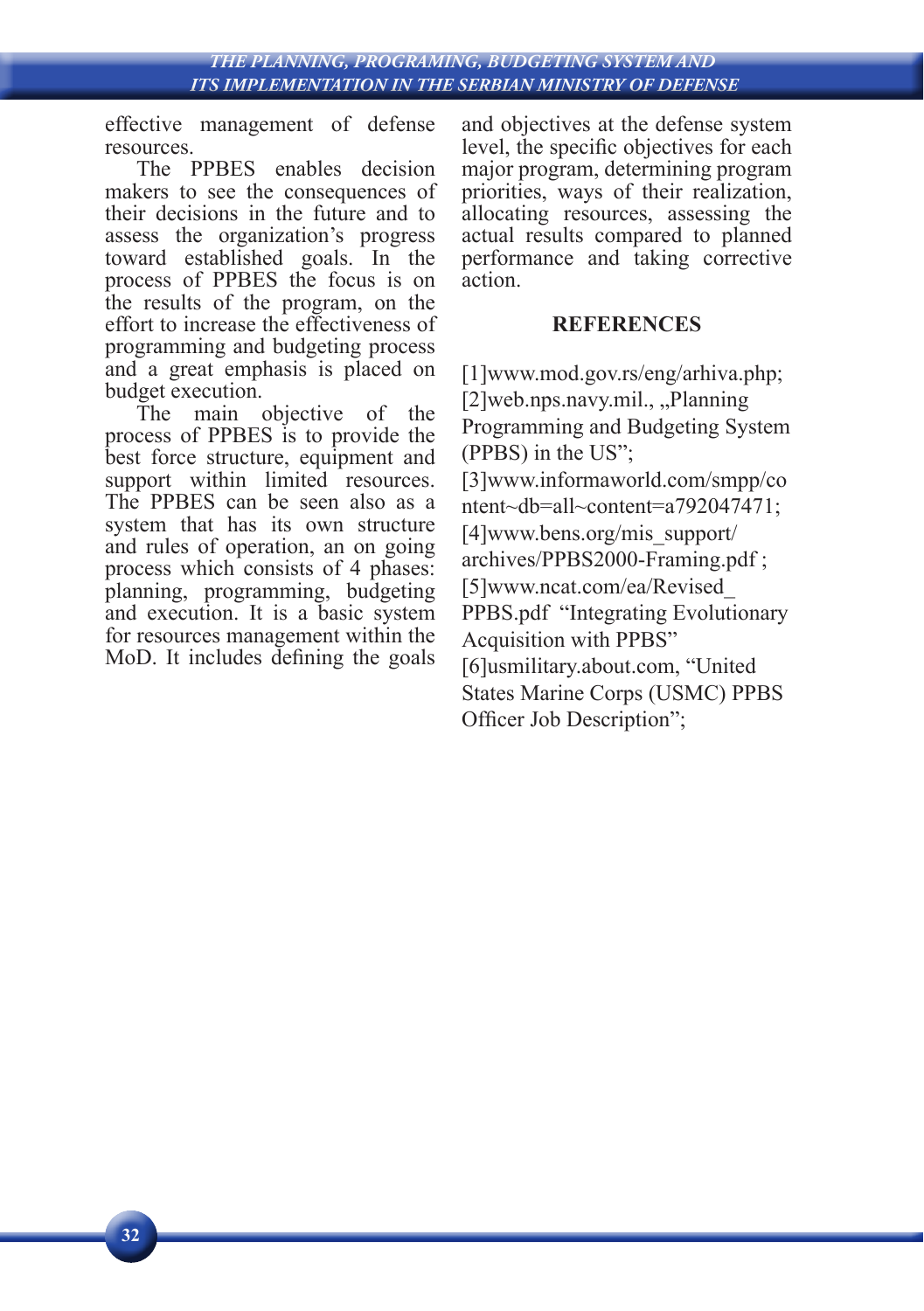effective management of defense resources.

The PPBES enables decision makers to see the consequences of their decisions in the future and to assess the organization's progress toward established goals. In the process of PPBES the focus is on the results of the program, on the effort to increase the effectiveness of programming and budgeting process and a great emphasis is placed on budget execution.

The main objective of the process of PPBES is to provide the best force structure, equipment and support within limited resources. The PPBES can be seen also as a system that has its own structure and rules of operation, an on going process which consists of 4 phases: planning, programming, budgeting and execution. It is a basic system for resources management within the MoD. It includes defining the goals and objectives at the defense system level, the specific objectives for each major program, determining program priorities, ways of their realization, allocating resources, assessing the actual results compared to planned performance and taking corrective action.

## REFERENCES

[1]www.mod.gov.rs/eng/arhiva.php;
[2]web.nps.navy.mil., „Planning Programming and Budgeting System (PPBS) in the US";
[3]www.informaworld.com/smpp/content~db=all~content=a792047471;
[4]www.bens.org/mis_support/archives/PPBS2000-Framing.pdf ;
[5]www.ncat.com/ea/Revised_PPBS.pdf "Integrating Evolutionary Acquisition with PPBS"
[6]usmilitary.about.com, "United States Marine Corps (USMC) PPBS Officer Job Description";